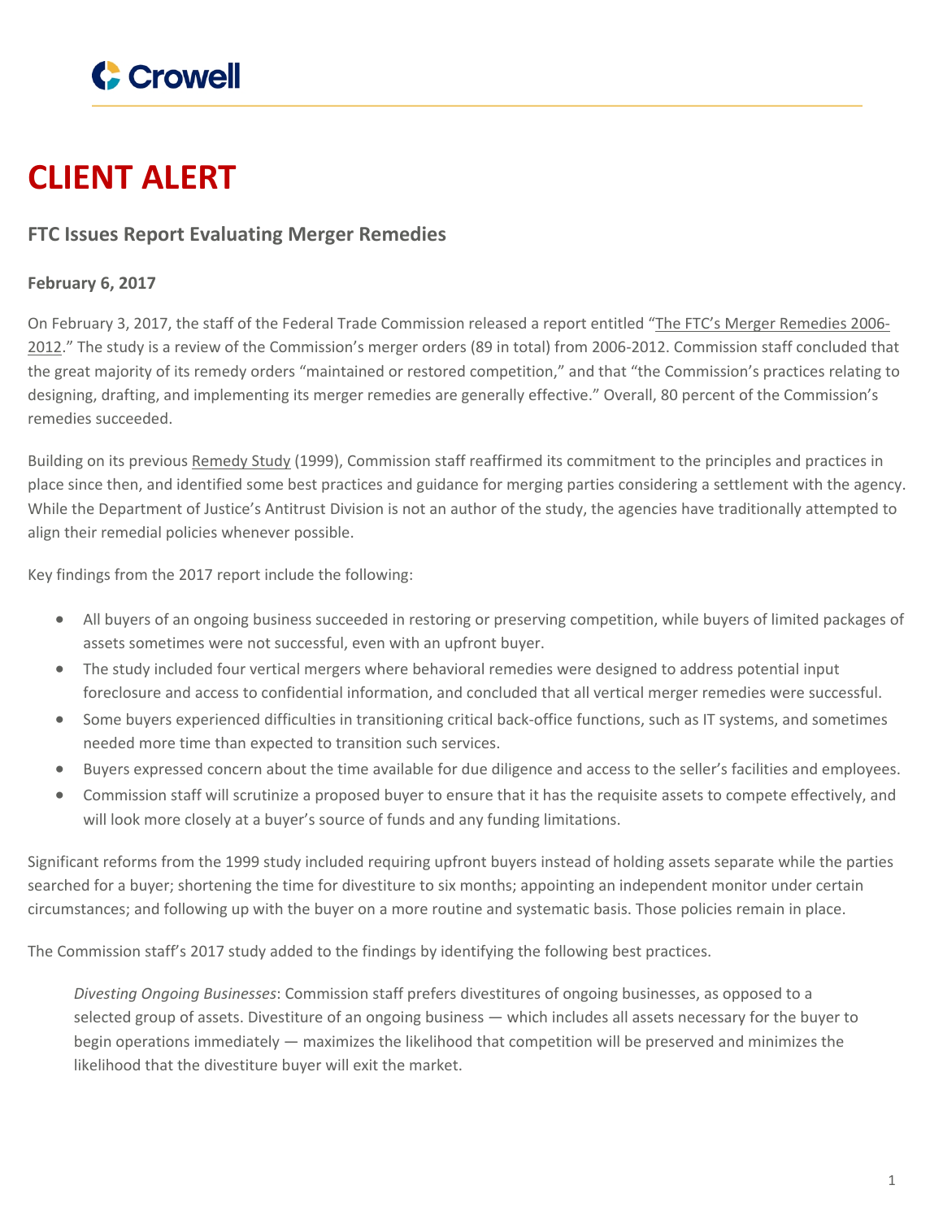Crowell

# CLIENT ALERT

## FTC Issues Report Evaluating Merger Remedies

**February 6, 2017**

On February 3, 2017, the staff of the Federal Trade Commission released a report entitled "The FTC's Merger Remedies 2006-2012." The study is a review of the Commission's merger orders (89 in total) from 2006-2012. Commission staff concluded that the great majority of its remedy orders "maintained or restored competition," and that "the Commission's practices relating to designing, drafting, and implementing its merger remedies are generally effective." Overall, 80 percent of the Commission's remedies succeeded.

Building on its previous Remedy Study (1999), Commission staff reaffirmed its commitment to the principles and practices in place since then, and identified some best practices and guidance for merging parties considering a settlement with the agency. While the Department of Justice's Antitrust Division is not an author of the study, the agencies have traditionally attempted to align their remedial policies whenever possible.

Key findings from the 2017 report include the following:

- All buyers of an ongoing business succeeded in restoring or preserving competition, while buyers of limited packages of assets sometimes were not successful, even with an upfront buyer.
- The study included four vertical mergers where behavioral remedies were designed to address potential input foreclosure and access to confidential information, and concluded that all vertical merger remedies were successful.
- Some buyers experienced difficulties in transitioning critical back-office functions, such as IT systems, and sometimes needed more time than expected to transition such services.
- Buyers expressed concern about the time available for due diligence and access to the seller's facilities and employees.
- Commission staff will scrutinize a proposed buyer to ensure that it has the requisite assets to compete effectively, and will look more closely at a buyer's source of funds and any funding limitations.

Significant reforms from the 1999 study included requiring upfront buyers instead of holding assets separate while the parties searched for a buyer; shortening the time for divestiture to six months; appointing an independent monitor under certain circumstances; and following up with the buyer on a more routine and systematic basis. Those policies remain in place.

The Commission staff's 2017 study added to the findings by identifying the following best practices.

> *Divesting Ongoing Businesses*: Commission staff prefers divestitures of ongoing businesses, as opposed to a selected group of assets. Divestiture of an ongoing business — which includes all assets necessary for the buyer to begin operations immediately — maximizes the likelihood that competition will be preserved and minimizes the likelihood that the divestiture buyer will exit the market.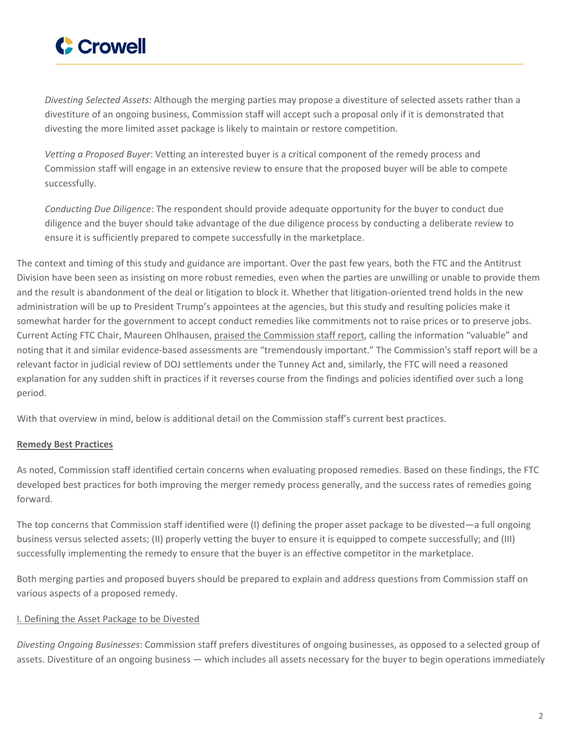*Divesting Selected Assets*: Although the merging parties may propose a divestiture of selected assets rather than a divestiture of an ongoing business, Commission staff will accept such a proposal only if it is demonstrated that divesting the more limited asset package is likely to maintain or restore competition.

*Vetting a Proposed Buyer*: Vetting an interested buyer is a critical component of the remedy process and Commission staff will engage in an extensive review to ensure that the proposed buyer will be able to compete successfully.

*Conducting Due Diligence*: The respondent should provide adequate opportunity for the buyer to conduct due diligence and the buyer should take advantage of the due diligence process by conducting a deliberate review to ensure it is sufficiently prepared to compete successfully in the marketplace.

The context and timing of this study and guidance are important. Over the past few years, both the FTC and the Antitrust Division have been seen as insisting on more robust remedies, even when the parties are unwilling or unable to provide them and the result is abandonment of the deal or litigation to block it. Whether that litigation-oriented trend holds in the new administration will be up to President Trump's appointees at the agencies, but this study and resulting policies make it somewhat harder for the government to accept conduct remedies like commitments not to raise prices or to preserve jobs. Current Acting FTC Chair, Maureen Ohlhausen, praised the Commission staff report, calling the information "valuable" and noting that it and similar evidence-based assessments are "tremendously important." The Commission's staff report will be a relevant factor in judicial review of DOJ settlements under the Tunney Act and, similarly, the FTC will need a reasoned explanation for any sudden shift in practices if it reverses course from the findings and policies identified over such a long period.

With that overview in mind, below is additional detail on the Commission staff's current best practices.

## Remedy Best Practices

As noted, Commission staff identified certain concerns when evaluating proposed remedies. Based on these findings, the FTC developed best practices for both improving the merger remedy process generally, and the success rates of remedies going forward.

The top concerns that Commission staff identified were (I) defining the proper asset package to be divested—a full ongoing business versus selected assets; (II) properly vetting the buyer to ensure it is equipped to compete successfully; and (III) successfully implementing the remedy to ensure that the buyer is an effective competitor in the marketplace.

Both merging parties and proposed buyers should be prepared to explain and address questions from Commission staff on various aspects of a proposed remedy.

### I. Defining the Asset Package to be Divested

*Divesting Ongoing Businesses*: Commission staff prefers divestitures of ongoing businesses, as opposed to a selected group of assets. Divestiture of an ongoing business — which includes all assets necessary for the buyer to begin operations immediately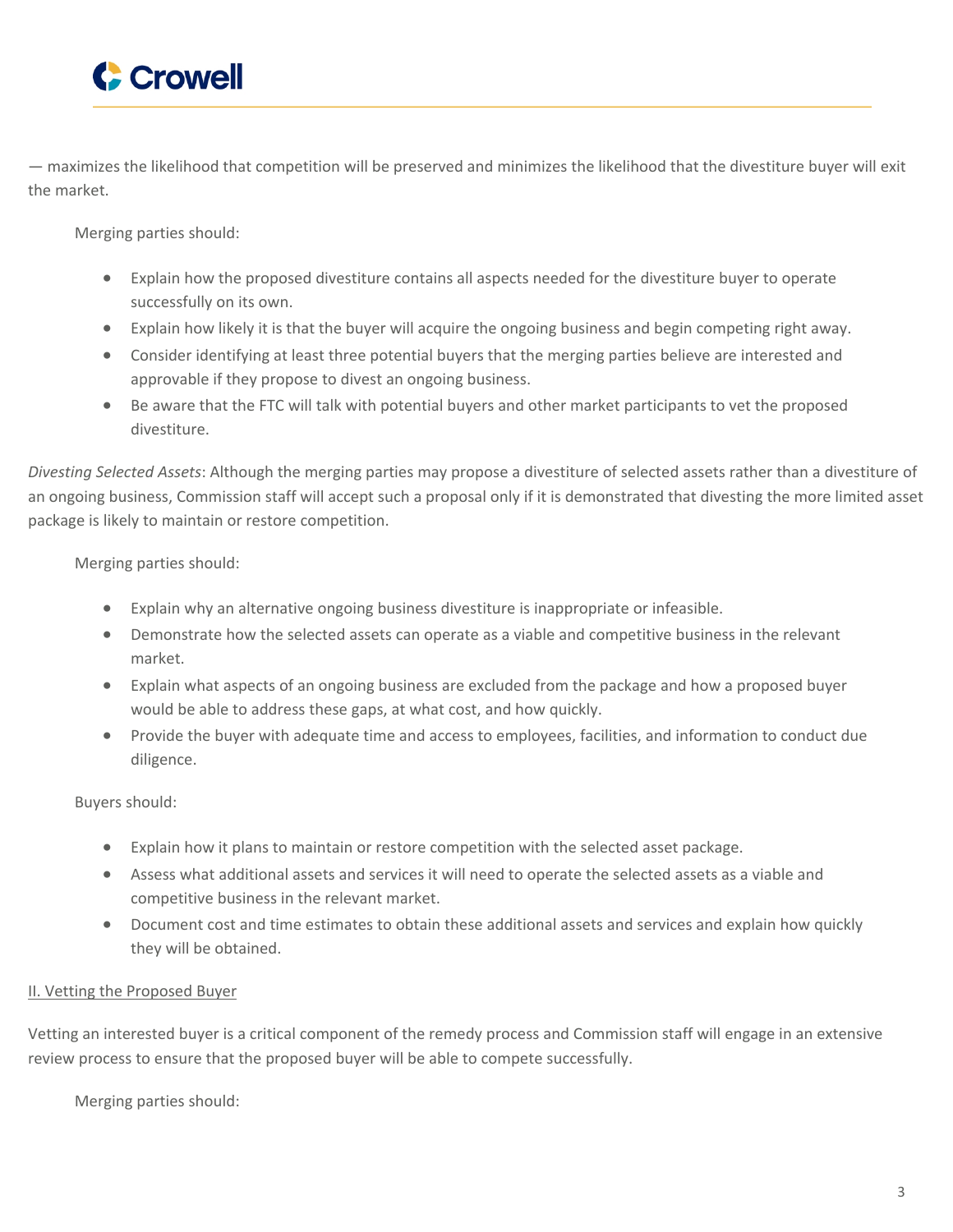— maximizes the likelihood that competition will be preserved and minimizes the likelihood that the divestiture buyer will exit the market.

Merging parties should:

- Explain how the proposed divestiture contains all aspects needed for the divestiture buyer to operate successfully on its own.
- Explain how likely it is that the buyer will acquire the ongoing business and begin competing right away.
- Consider identifying at least three potential buyers that the merging parties believe are interested and approvable if they propose to divest an ongoing business.
- Be aware that the FTC will talk with potential buyers and other market participants to vet the proposed divestiture.

*Divesting Selected Assets*: Although the merging parties may propose a divestiture of selected assets rather than a divestiture of an ongoing business, Commission staff will accept such a proposal only if it is demonstrated that divesting the more limited asset package is likely to maintain or restore competition.

Merging parties should:

- Explain why an alternative ongoing business divestiture is inappropriate or infeasible.
- Demonstrate how the selected assets can operate as a viable and competitive business in the relevant market.
- Explain what aspects of an ongoing business are excluded from the package and how a proposed buyer would be able to address these gaps, at what cost, and how quickly.
- Provide the buyer with adequate time and access to employees, facilities, and information to conduct due diligence.

Buyers should:

- Explain how it plans to maintain or restore competition with the selected asset package.
- Assess what additional assets and services it will need to operate the selected assets as a viable and competitive business in the relevant market.
- Document cost and time estimates to obtain these additional assets and services and explain how quickly they will be obtained.

<u>II. Vetting the Proposed Buyer</u>

Vetting an interested buyer is a critical component of the remedy process and Commission staff will engage in an extensive review process to ensure that the proposed buyer will be able to compete successfully.

Merging parties should: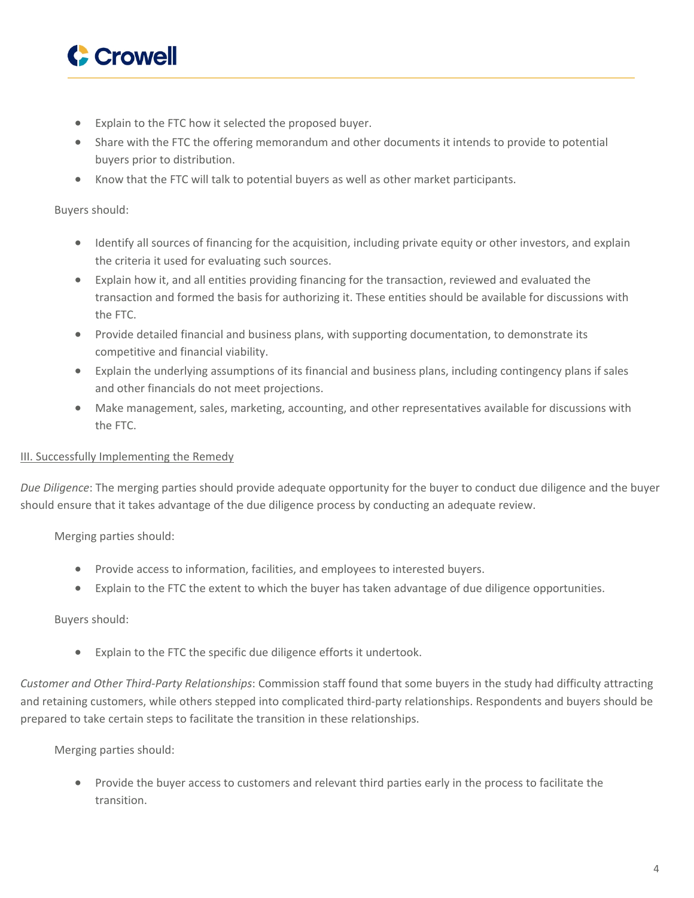- Explain to the FTC how it selected the proposed buyer.
- Share with the FTC the offering memorandum and other documents it intends to provide to potential buyers prior to distribution.
- Know that the FTC will talk to potential buyers as well as other market participants.

Buyers should:

- Identify all sources of financing for the acquisition, including private equity or other investors, and explain the criteria it used for evaluating such sources.
- Explain how it, and all entities providing financing for the transaction, reviewed and evaluated the transaction and formed the basis for authorizing it. These entities should be available for discussions with the FTC.
- Provide detailed financial and business plans, with supporting documentation, to demonstrate its competitive and financial viability.
- Explain the underlying assumptions of its financial and business plans, including contingency plans if sales and other financials do not meet projections.
- Make management, sales, marketing, accounting, and other representatives available for discussions with the FTC.

<u>III. Successfully Implementing the Remedy</u>

*Due Diligence*: The merging parties should provide adequate opportunity for the buyer to conduct due diligence and the buyer should ensure that it takes advantage of the due diligence process by conducting an adequate review.

Merging parties should:

- Provide access to information, facilities, and employees to interested buyers.
- Explain to the FTC the extent to which the buyer has taken advantage of due diligence opportunities.

Buyers should:

- Explain to the FTC the specific due diligence efforts it undertook.

*Customer and Other Third-Party Relationships*: Commission staff found that some buyers in the study had difficulty attracting and retaining customers, while others stepped into complicated third-party relationships. Respondents and buyers should be prepared to take certain steps to facilitate the transition in these relationships.

Merging parties should:

- Provide the buyer access to customers and relevant third parties early in the process to facilitate the transition.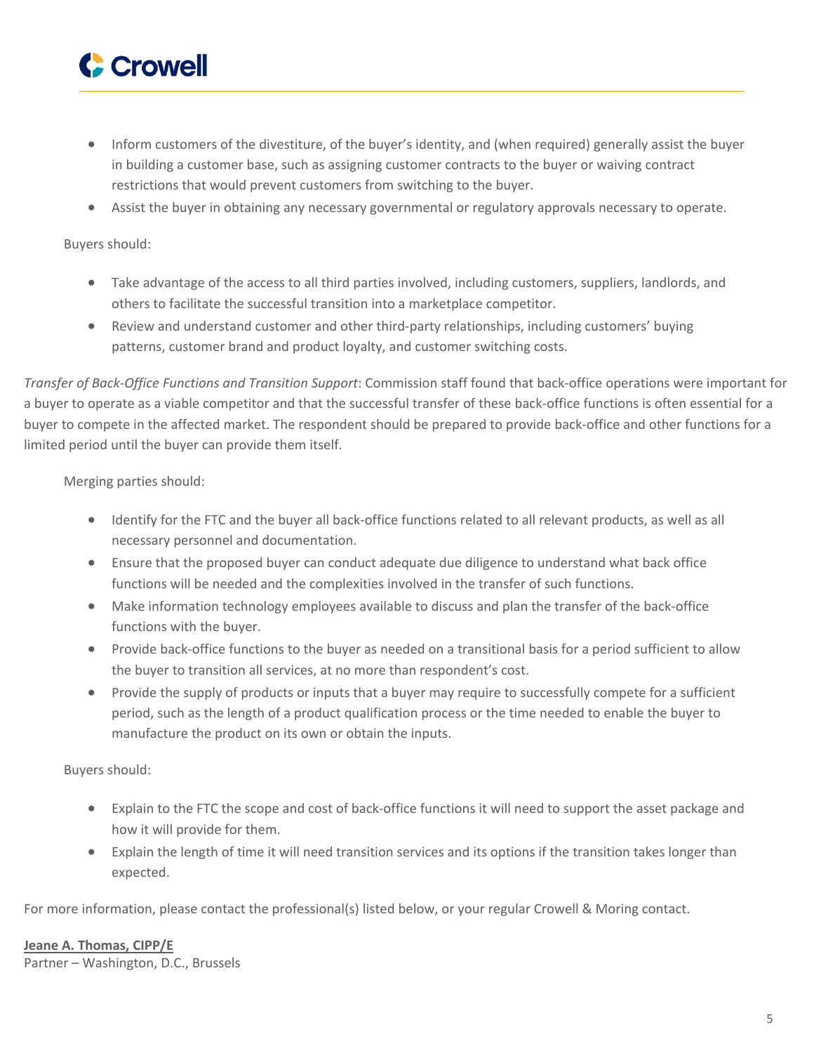- Inform customers of the divestiture, of the buyer's identity, and (when required) generally assist the buyer in building a customer base, such as assigning customer contracts to the buyer or waiving contract restrictions that would prevent customers from switching to the buyer.
- Assist the buyer in obtaining any necessary governmental or regulatory approvals necessary to operate.

Buyers should:

- Take advantage of the access to all third parties involved, including customers, suppliers, landlords, and others to facilitate the successful transition into a marketplace competitor.
- Review and understand customer and other third-party relationships, including customers' buying patterns, customer brand and product loyalty, and customer switching costs.

*Transfer of Back-Office Functions and Transition Support*: Commission staff found that back-office operations were important for a buyer to operate as a viable competitor and that the successful transfer of these back-office functions is often essential for a buyer to compete in the affected market. The respondent should be prepared to provide back-office and other functions for a limited period until the buyer can provide them itself.

Merging parties should:

- Identify for the FTC and the buyer all back-office functions related to all relevant products, as well as all necessary personnel and documentation.
- Ensure that the proposed buyer can conduct adequate due diligence to understand what back office functions will be needed and the complexities involved in the transfer of such functions.
- Make information technology employees available to discuss and plan the transfer of the back-office functions with the buyer.
- Provide back-office functions to the buyer as needed on a transitional basis for a period sufficient to allow the buyer to transition all services, at no more than respondent's cost.
- Provide the supply of products or inputs that a buyer may require to successfully compete for a sufficient period, such as the length of a product qualification process or the time needed to enable the buyer to manufacture the product on its own or obtain the inputs.

Buyers should:

- Explain to the FTC the scope and cost of back-office functions it will need to support the asset package and how it will provide for them.
- Explain the length of time it will need transition services and its options if the transition takes longer than expected.

For more information, please contact the professional(s) listed below, or your regular Crowell & Moring contact.

**Jeane A. Thomas, CIPP/E**
Partner – Washington, D.C., Brussels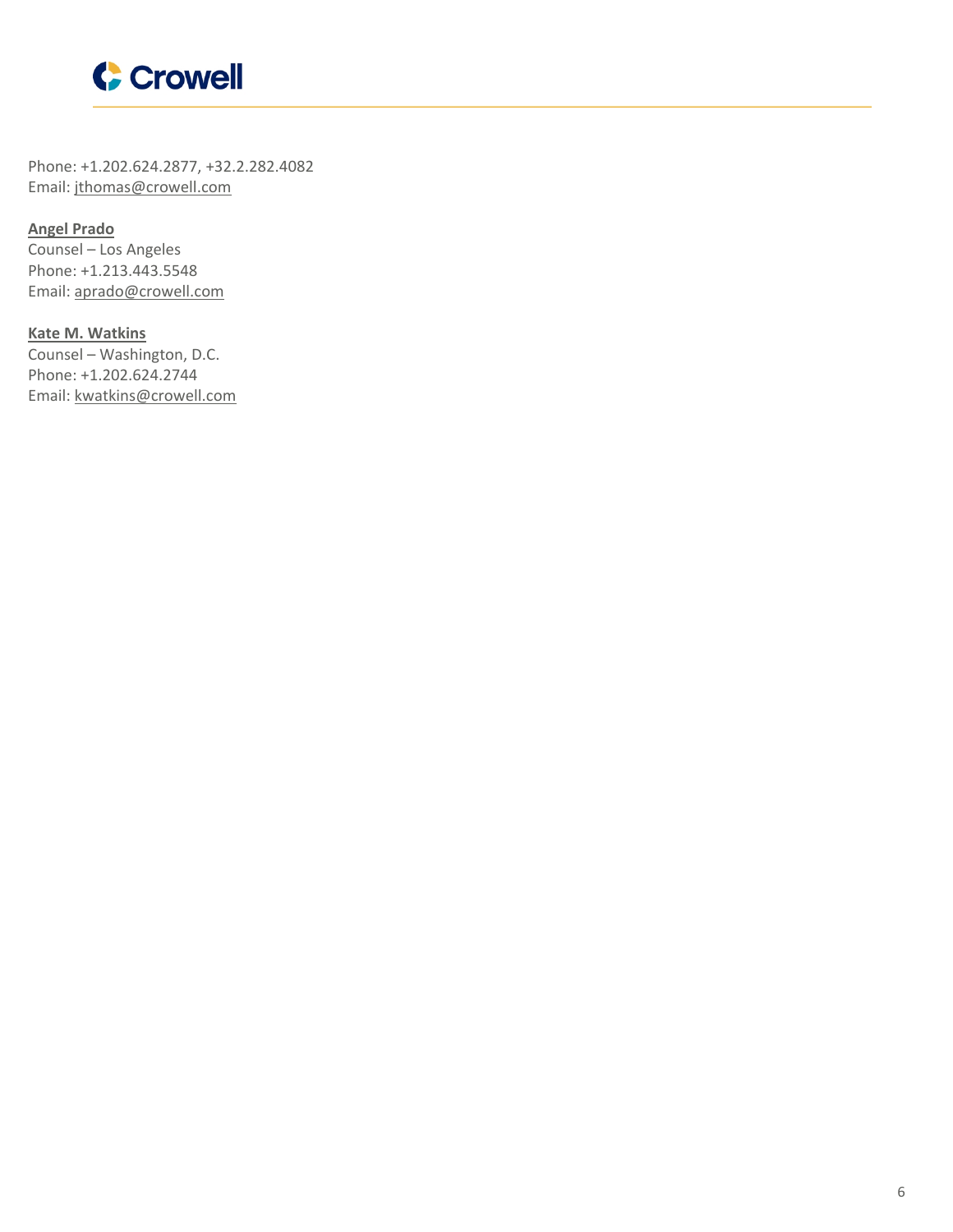Phone: +1.202.624.2877, +32.2.282.4082
Email: jthomas@crowell.com

**Angel Prado**
Counsel – Los Angeles
Phone: +1.213.443.5548
Email: aprado@crowell.com

**Kate M. Watkins**
Counsel – Washington, D.C.
Phone: +1.202.624.2744
Email: kwatkins@crowell.com